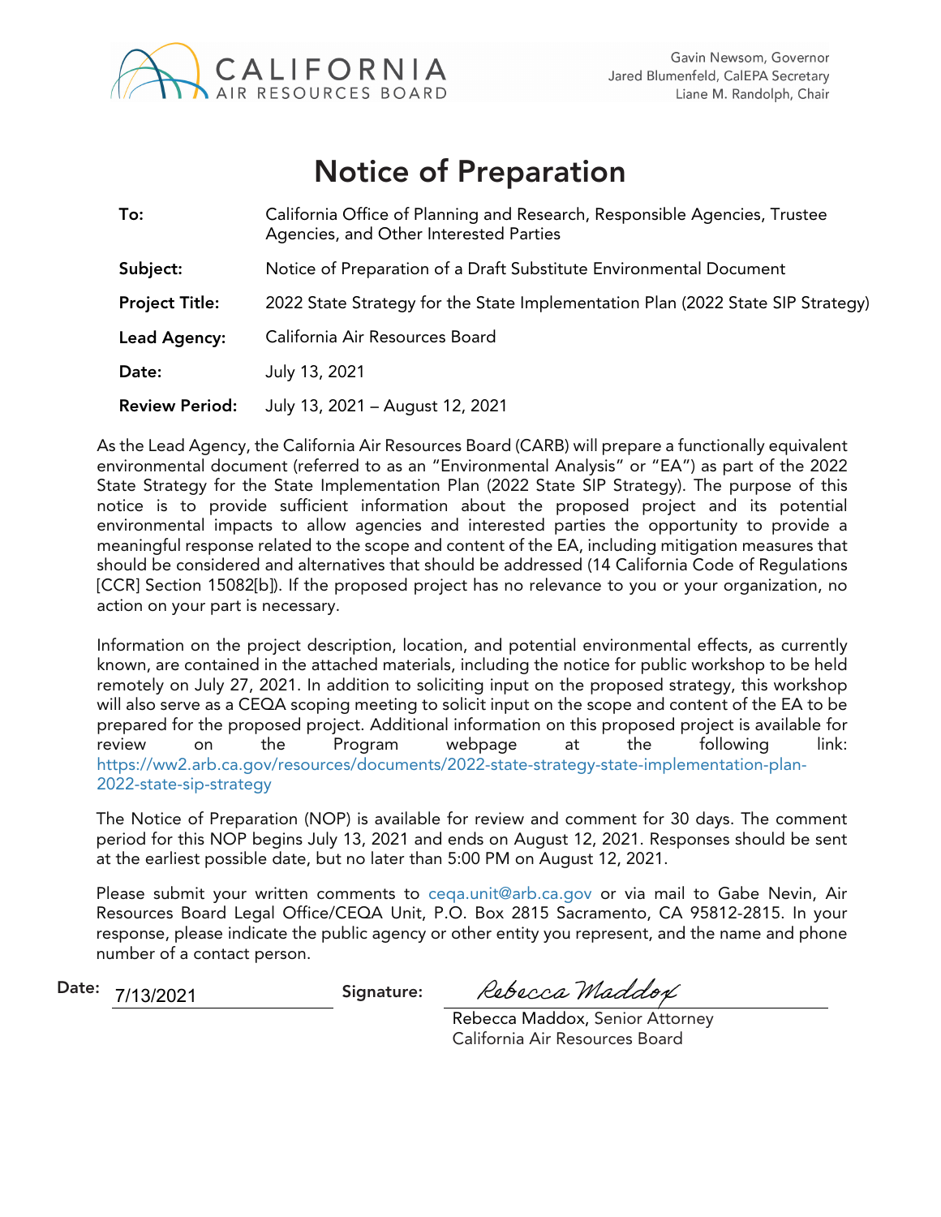CALIFORNIA AIR RESOURCES BOARD

Gavin Newsom, Governor
Jared Blumenfeld, CalEPA Secretary
Liane M. Randolph, Chair

# Notice of Preparation

| | |
|---|---|
| **To:** | California Office of Planning and Research, Responsible Agencies, Trustee Agencies, and Other Interested Parties |
| **Subject:** | Notice of Preparation of a Draft Substitute Environmental Document |
| **Project Title:** | 2022 State Strategy for the State Implementation Plan (2022 State SIP Strategy) |
| **Lead Agency:** | California Air Resources Board |
| **Date:** | July 13, 2021 |
| **Review Period:** | July 13, 2021 – August 12, 2021 |

As the Lead Agency, the California Air Resources Board (CARB) will prepare a functionally equivalent environmental document (referred to as an "Environmental Analysis" or "EA") as part of the 2022 State Strategy for the State Implementation Plan (2022 State SIP Strategy). The purpose of this notice is to provide sufficient information about the proposed project and its potential environmental impacts to allow agencies and interested parties the opportunity to provide a meaningful response related to the scope and content of the EA, including mitigation measures that should be considered and alternatives that should be addressed (14 California Code of Regulations [CCR] Section 15082[b]). If the proposed project has no relevance to you or your organization, no action on your part is necessary.

Information on the project description, location, and potential environmental effects, as currently known, are contained in the attached materials, including the notice for public workshop to be held remotely on July 27, 2021. In addition to soliciting input on the proposed strategy, this workshop will also serve as a CEQA scoping meeting to solicit input on the scope and content of the EA to be prepared for the proposed project. Additional information on this proposed project is available for review on the Program webpage at the following link: https://ww2.arb.ca.gov/resources/documents/2022-state-strategy-state-implementation-plan-2022-state-sip-strategy

The Notice of Preparation (NOP) is available for review and comment for 30 days. The comment period for this NOP begins July 13, 2021 and ends on August 12, 2021. Responses should be sent at the earliest possible date, but no later than 5:00 PM on August 12, 2021.

Please submit your written comments to ceqa.unit@arb.ca.gov or via mail to Gabe Nevin, Air Resources Board Legal Office/CEQA Unit, P.O. Box 2815 Sacramento, CA 95812-2815. In your response, please indicate the public agency or other entity you represent, and the name and phone number of a contact person.

**Date:** 7/13/2021 **Signature:** Rebecca Maddox

Rebecca Maddox, Senior Attorney
California Air Resources Board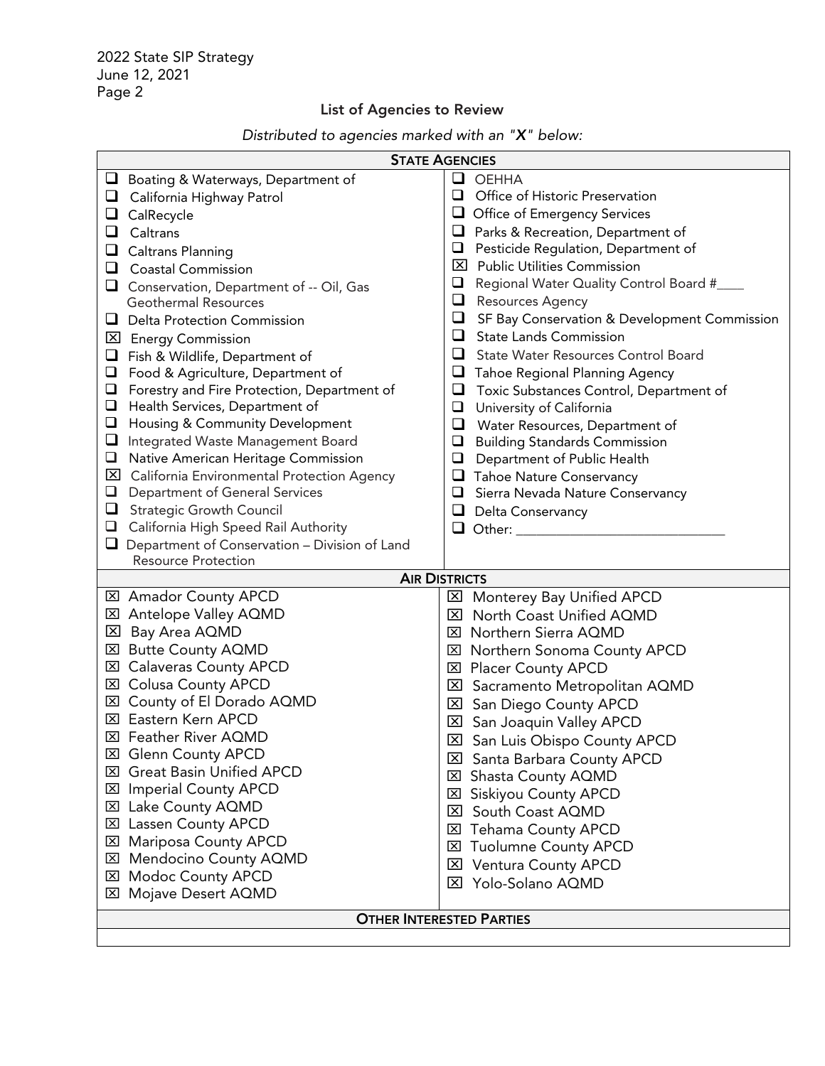2022 State SIP Strategy
June 12, 2021

## List of Agencies to Review

*Distributed to agencies marked with an "X" below:*

| **STATE AGENCIES** | |
|---|---|
| ☐ Boating & Waterways, Department of | ☐ OEHHA |
| ☐ California Highway Patrol | ☐ Office of Historic Preservation |
| ☐ CalRecycle | ☐ Office of Emergency Services |
| ☐ Caltrans | ☐ Parks & Recreation, Department of |
| ☐ Caltrans Planning | ☐ Pesticide Regulation, Department of |
| ☐ Coastal Commission | ☒ Public Utilities Commission |
| ☐ Conservation, Department of -- Oil, Gas Geothermal Resources | ☐ Regional Water Quality Control Board #____ |
| ☐ Delta Protection Commission | ☐ Resources Agency |
| ☒ Energy Commission | ☐ SF Bay Conservation & Development Commission |
| ☐ Fish & Wildlife, Department of | ☐ State Lands Commission |
| ☐ Food & Agriculture, Department of | ☐ State Water Resources Control Board |
| ☐ Forestry and Fire Protection, Department of | ☐ Tahoe Regional Planning Agency |
| ☐ Health Services, Department of | ☐ Toxic Substances Control, Department of |
| ☐ Housing & Community Development | ☐ University of California |
| ☐ Integrated Waste Management Board | ☐ Water Resources, Department of |
| ☐ Native American Heritage Commission | ☐ Building Standards Commission |
| ☒ California Environmental Protection Agency | ☐ Department of Public Health |
| ☐ Department of General Services | ☐ Tahoe Nature Conservancy |
| ☐ Strategic Growth Council | ☐ Sierra Nevada Nature Conservancy |
| ☐ California High Speed Rail Authority | ☐ Delta Conservancy |
| ☐ Department of Conservation – Division of Land Resource Protection | ☐ Other: ______________________________ |
| **AIR DISTRICTS** | |
| ☒ Amador County APCD | ☒ Monterey Bay Unified APCD |
| ☒ Antelope Valley AQMD | ☒ North Coast Unified AQMD |
| ☒ Bay Area AQMD | ☒ Northern Sierra AQMD |
| ☒ Butte County AQMD | ☒ Northern Sonoma County APCD |
| ☒ Calaveras County APCD | ☒ Placer County APCD |
| ☒ Colusa County APCD | ☒ Sacramento Metropolitan AQMD |
| ☒ County of El Dorado AQMD | ☒ San Diego County APCD |
| ☒ Eastern Kern APCD | ☒ San Joaquin Valley APCD |
| ☒ Feather River AQMD | ☒ San Luis Obispo County APCD |
| ☒ Glenn County APCD | ☒ Santa Barbara County APCD |
| ☒ Great Basin Unified APCD | ☒ Shasta County AQMD |
| ☒ Imperial County APCD | ☒ Siskiyou County APCD |
| ☒ Lake County AQMD | ☒ South Coast AQMD |
| ☒ Lassen County APCD | ☒ Tehama County APCD |
| ☒ Mariposa County APCD | ☒ Tuolumne County APCD |
| ☒ Mendocino County AQMD | ☒ Ventura County APCD |
| ☒ Modoc County APCD | ☒ Yolo-Solano AQMD |
| ☒ Mojave Desert AQMD | |
| **OTHER INTERESTED PARTIES** | |
| | |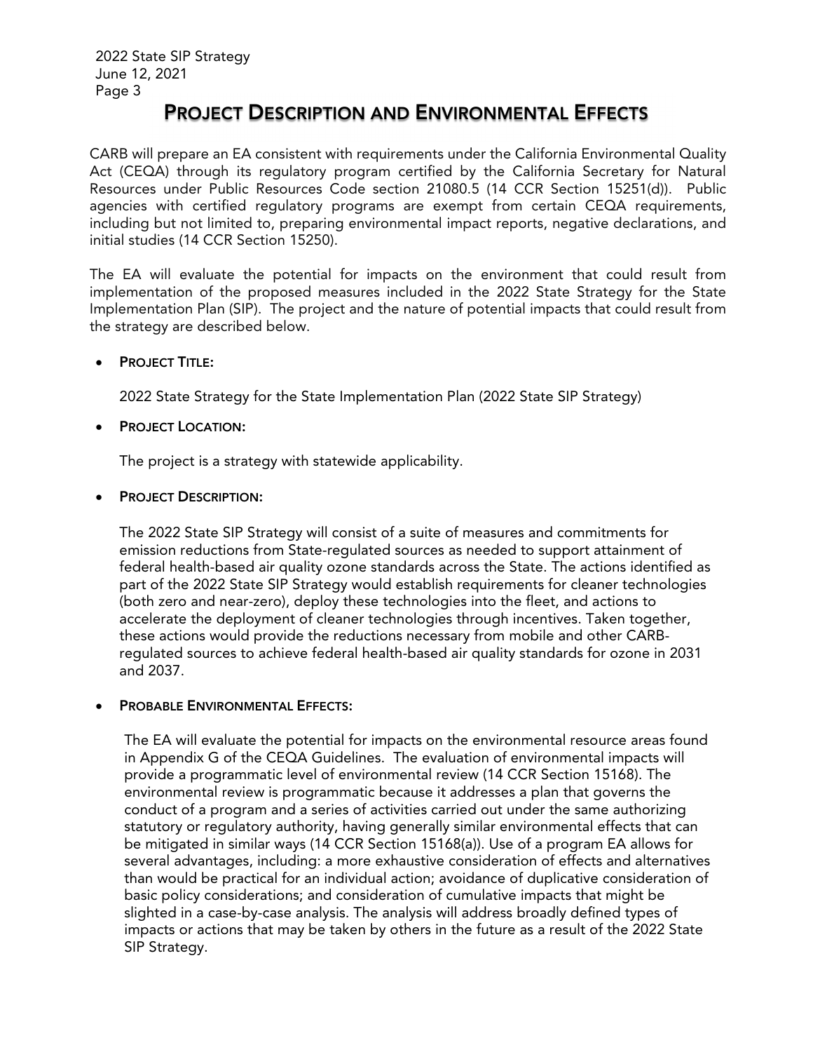# PROJECT DESCRIPTION AND ENVIRONMENTAL EFFECTS

CARB will prepare an EA consistent with requirements under the California Environmental Quality Act (CEQA) through its regulatory program certified by the California Secretary for Natural Resources under Public Resources Code section 21080.5 (14 CCR Section 15251(d)). Public agencies with certified regulatory programs are exempt from certain CEQA requirements, including but not limited to, preparing environmental impact reports, negative declarations, and initial studies (14 CCR Section 15250).

The EA will evaluate the potential for impacts on the environment that could result from implementation of the proposed measures included in the 2022 State Strategy for the State Implementation Plan (SIP). The project and the nature of potential impacts that could result from the strategy are described below.

- **PROJECT TITLE:**

  2022 State Strategy for the State Implementation Plan (2022 State SIP Strategy)

- **PROJECT LOCATION:**

  The project is a strategy with statewide applicability.

- **PROJECT DESCRIPTION:**

  The 2022 State SIP Strategy will consist of a suite of measures and commitments for emission reductions from State-regulated sources as needed to support attainment of federal health-based air quality ozone standards across the State. The actions identified as part of the 2022 State SIP Strategy would establish requirements for cleaner technologies (both zero and near-zero), deploy these technologies into the fleet, and actions to accelerate the deployment of cleaner technologies through incentives. Taken together, these actions would provide the reductions necessary from mobile and other CARB-regulated sources to achieve federal health-based air quality standards for ozone in 2031 and 2037.

- **PROBABLE ENVIRONMENTAL EFFECTS:**

  The EA will evaluate the potential for impacts on the environmental resource areas found in Appendix G of the CEQA Guidelines. The evaluation of environmental impacts will provide a programmatic level of environmental review (14 CCR Section 15168). The environmental review is programmatic because it addresses a plan that governs the conduct of a program and a series of activities carried out under the same authorizing statutory or regulatory authority, having generally similar environmental effects that can be mitigated in similar ways (14 CCR Section 15168(a)). Use of a program EA allows for several advantages, including: a more exhaustive consideration of effects and alternatives than would be practical for an individual action; avoidance of duplicative consideration of basic policy considerations; and consideration of cumulative impacts that might be slighted in a case-by-case analysis. The analysis will address broadly defined types of impacts or actions that may be taken by others in the future as a result of the 2022 State SIP Strategy.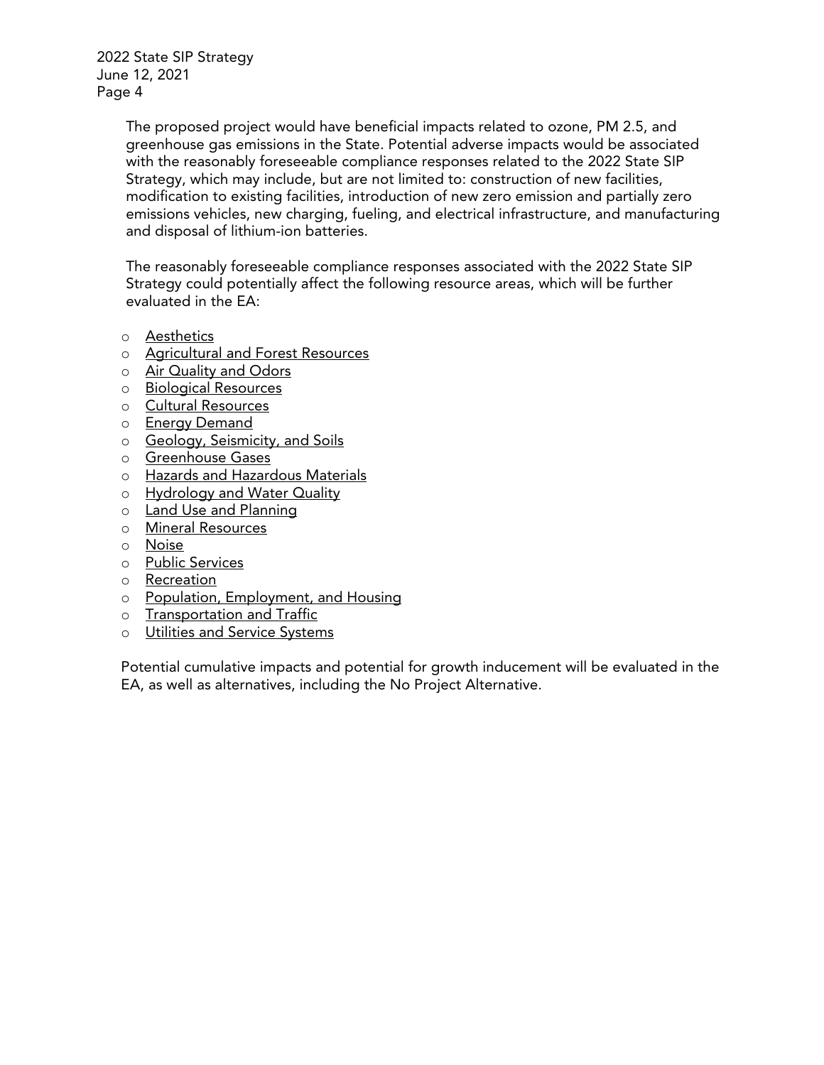The proposed project would have beneficial impacts related to ozone, PM 2.5, and greenhouse gas emissions in the State. Potential adverse impacts would be associated with the reasonably foreseeable compliance responses related to the 2022 State SIP Strategy, which may include, but are not limited to: construction of new facilities, modification to existing facilities, introduction of new zero emission and partially zero emissions vehicles, new charging, fueling, and electrical infrastructure, and manufacturing and disposal of lithium-ion batteries.

The reasonably foreseeable compliance responses associated with the 2022 State SIP Strategy could potentially affect the following resource areas, which will be further evaluated in the EA:

- Aesthetics
- Agricultural and Forest Resources
- Air Quality and Odors
- Biological Resources
- Cultural Resources
- Energy Demand
- Geology, Seismicity, and Soils
- Greenhouse Gases
- Hazards and Hazardous Materials
- Hydrology and Water Quality
- Land Use and Planning
- Mineral Resources
- Noise
- Public Services
- Recreation
- Population, Employment, and Housing
- Transportation and Traffic
- Utilities and Service Systems

Potential cumulative impacts and potential for growth inducement will be evaluated in the EA, as well as alternatives, including the No Project Alternative.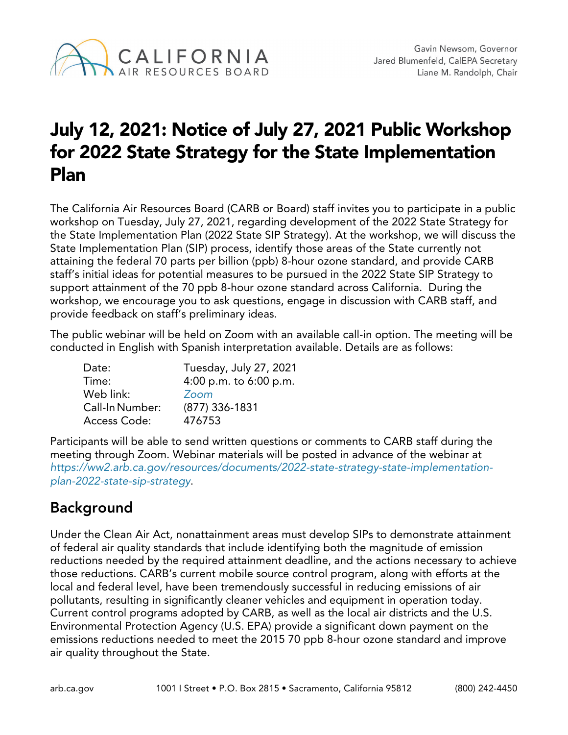# July 12, 2021: Notice of July 27, 2021 Public Workshop for 2022 State Strategy for the State Implementation Plan

The California Air Resources Board (CARB or Board) staff invites you to participate in a public workshop on Tuesday, July 27, 2021, regarding development of the 2022 State Strategy for the State Implementation Plan (2022 State SIP Strategy). At the workshop, we will discuss the State Implementation Plan (SIP) process, identify those areas of the State currently not attaining the federal 70 parts per billion (ppb) 8-hour ozone standard, and provide CARB staff's initial ideas for potential measures to be pursued in the 2022 State SIP Strategy to support attainment of the 70 ppb 8-hour ozone standard across California. During the workshop, we encourage you to ask questions, engage in discussion with CARB staff, and provide feedback on staff's preliminary ideas.

The public webinar will be held on Zoom with an available call-in option. The meeting will be conducted in English with Spanish interpretation available. Details are as follows:

| | |
|---|---|
| Date: | Tuesday, July 27, 2021 |
| Time: | 4:00 p.m. to 6:00 p.m. |
| Web link: | *Zoom* |
| Call-In Number: | (877) 336-1831 |
| Access Code: | 476753 |

Participants will be able to send written questions or comments to CARB staff during the meeting through Zoom. Webinar materials will be posted in advance of the webinar at *https://ww2.arb.ca.gov/resources/documents/2022-state-strategy-state-implementation-plan-2022-state-sip-strategy*.

## Background

Under the Clean Air Act, nonattainment areas must develop SIPs to demonstrate attainment of federal air quality standards that include identifying both the magnitude of emission reductions needed by the required attainment deadline, and the actions necessary to achieve those reductions. CARB's current mobile source control program, along with efforts at the local and federal level, have been tremendously successful in reducing emissions of air pollutants, resulting in significantly cleaner vehicles and equipment in operation today. Current control programs adopted by CARB, as well as the local air districts and the U.S. Environmental Protection Agency (U.S. EPA) provide a significant down payment on the emissions reductions needed to meet the 2015 70 ppb 8-hour ozone standard and improve air quality throughout the State.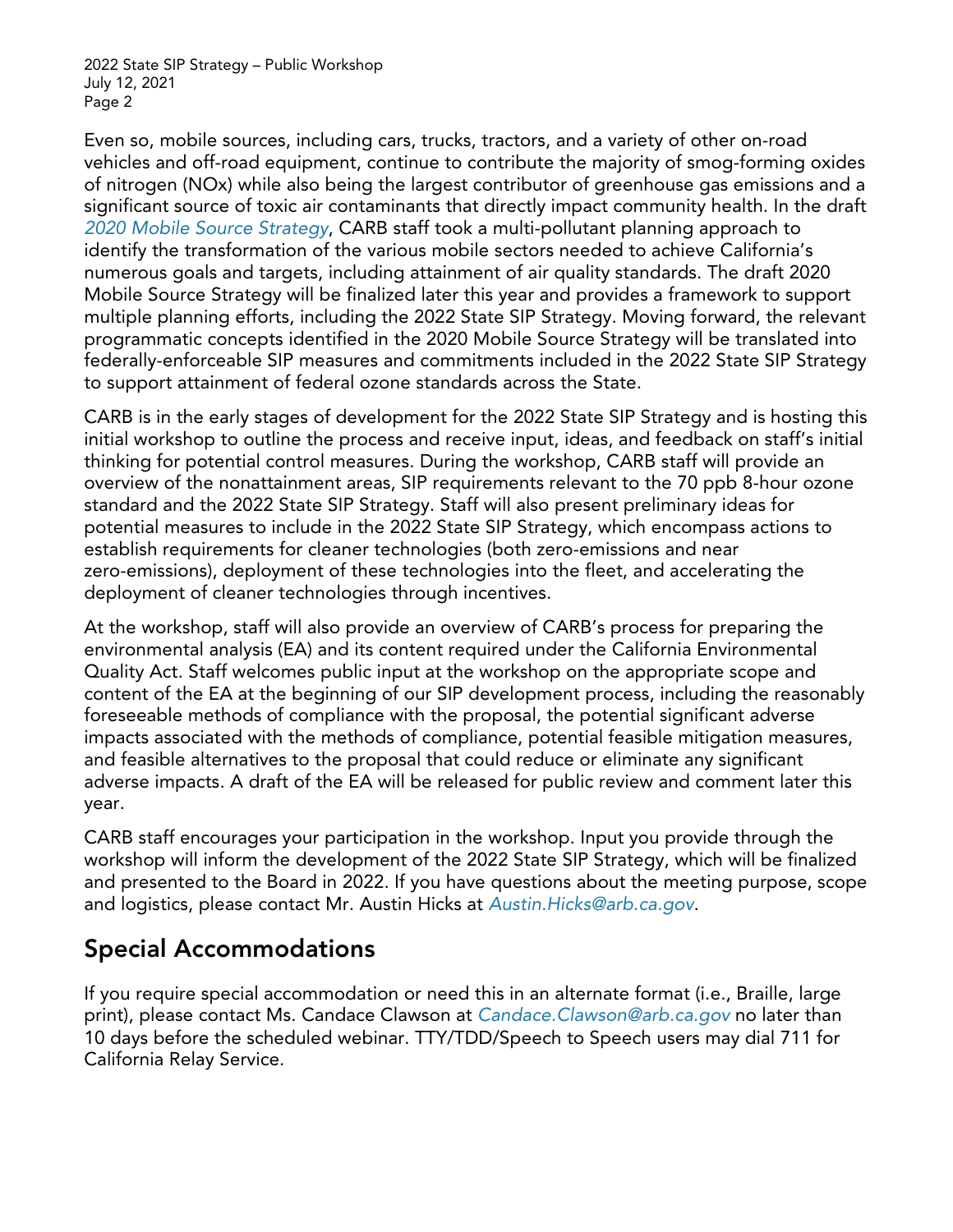Even so, mobile sources, including cars, trucks, tractors, and a variety of other on-road vehicles and off-road equipment, continue to contribute the majority of smog-forming oxides of nitrogen (NOx) while also being the largest contributor of greenhouse gas emissions and a significant source of toxic air contaminants that directly impact community health. In the draft *2020 Mobile Source Strategy*, CARB staff took a multi-pollutant planning approach to identify the transformation of the various mobile sectors needed to achieve California's numerous goals and targets, including attainment of air quality standards. The draft 2020 Mobile Source Strategy will be finalized later this year and provides a framework to support multiple planning efforts, including the 2022 State SIP Strategy. Moving forward, the relevant programmatic concepts identified in the 2020 Mobile Source Strategy will be translated into federally-enforceable SIP measures and commitments included in the 2022 State SIP Strategy to support attainment of federal ozone standards across the State.

CARB is in the early stages of development for the 2022 State SIP Strategy and is hosting this initial workshop to outline the process and receive input, ideas, and feedback on staff's initial thinking for potential control measures. During the workshop, CARB staff will provide an overview of the nonattainment areas, SIP requirements relevant to the 70 ppb 8-hour ozone standard and the 2022 State SIP Strategy. Staff will also present preliminary ideas for potential measures to include in the 2022 State SIP Strategy, which encompass actions to establish requirements for cleaner technologies (both zero-emissions and near zero-emissions), deployment of these technologies into the fleet, and accelerating the deployment of cleaner technologies through incentives.

At the workshop, staff will also provide an overview of CARB's process for preparing the environmental analysis (EA) and its content required under the California Environmental Quality Act. Staff welcomes public input at the workshop on the appropriate scope and content of the EA at the beginning of our SIP development process, including the reasonably foreseeable methods of compliance with the proposal, the potential significant adverse impacts associated with the methods of compliance, potential feasible mitigation measures, and feasible alternatives to the proposal that could reduce or eliminate any significant adverse impacts. A draft of the EA will be released for public review and comment later this year.

CARB staff encourages your participation in the workshop. Input you provide through the workshop will inform the development of the 2022 State SIP Strategy, which will be finalized and presented to the Board in 2022. If you have questions about the meeting purpose, scope and logistics, please contact Mr. Austin Hicks at *Austin.Hicks@arb.ca.gov*.

## Special Accommodations

If you require special accommodation or need this in an alternate format (i.e., Braille, large print), please contact Ms. Candace Clawson at *Candace.Clawson@arb.ca.gov* no later than 10 days before the scheduled webinar. TTY/TDD/Speech to Speech users may dial 711 for California Relay Service.